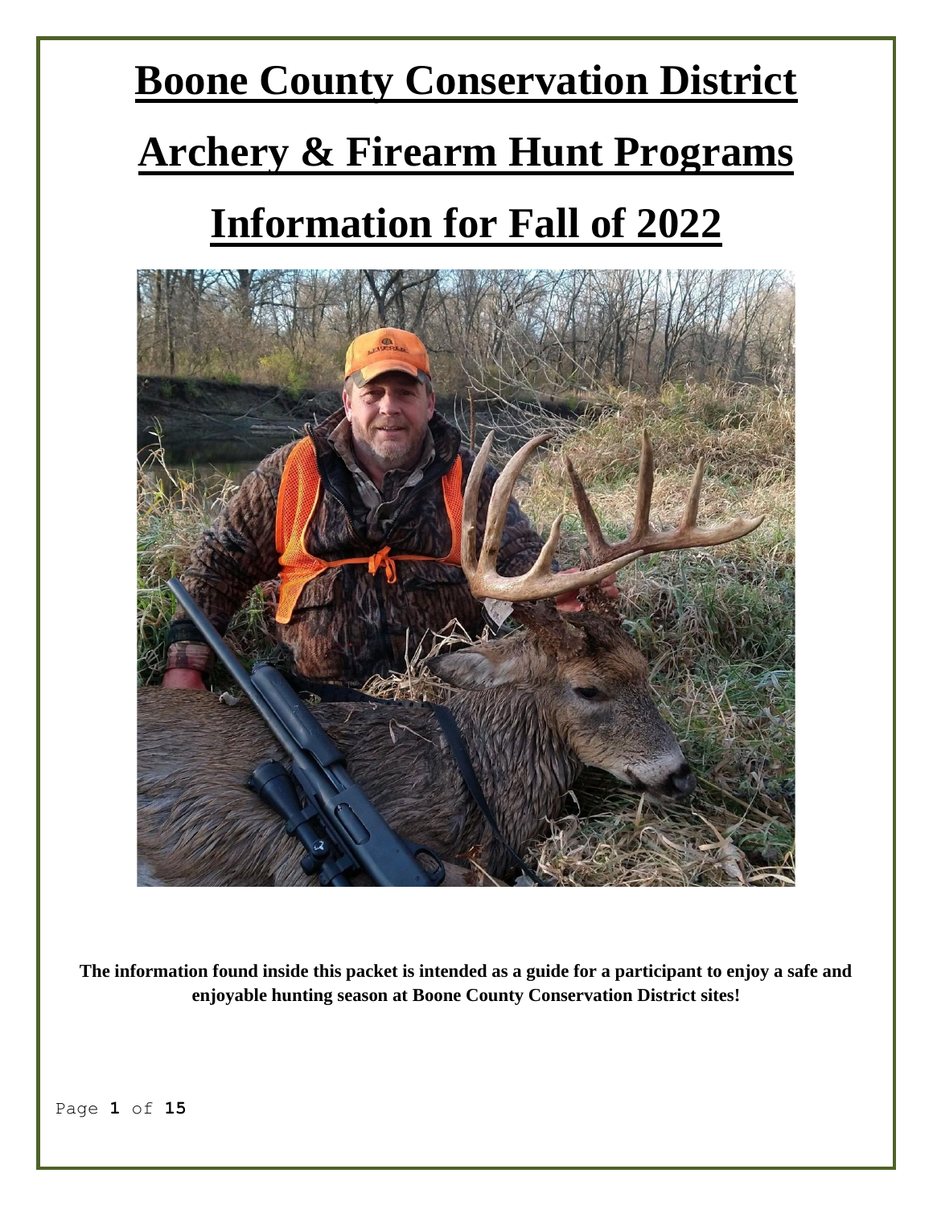# Boone County Conservation District

# Archery & Firearm Hunt Programs

# Information for Fall of 2022

**The information found inside this packet is intended as a guide for a participant to enjoy a safe and enjoyable hunting season at Boone County Conservation District sites!**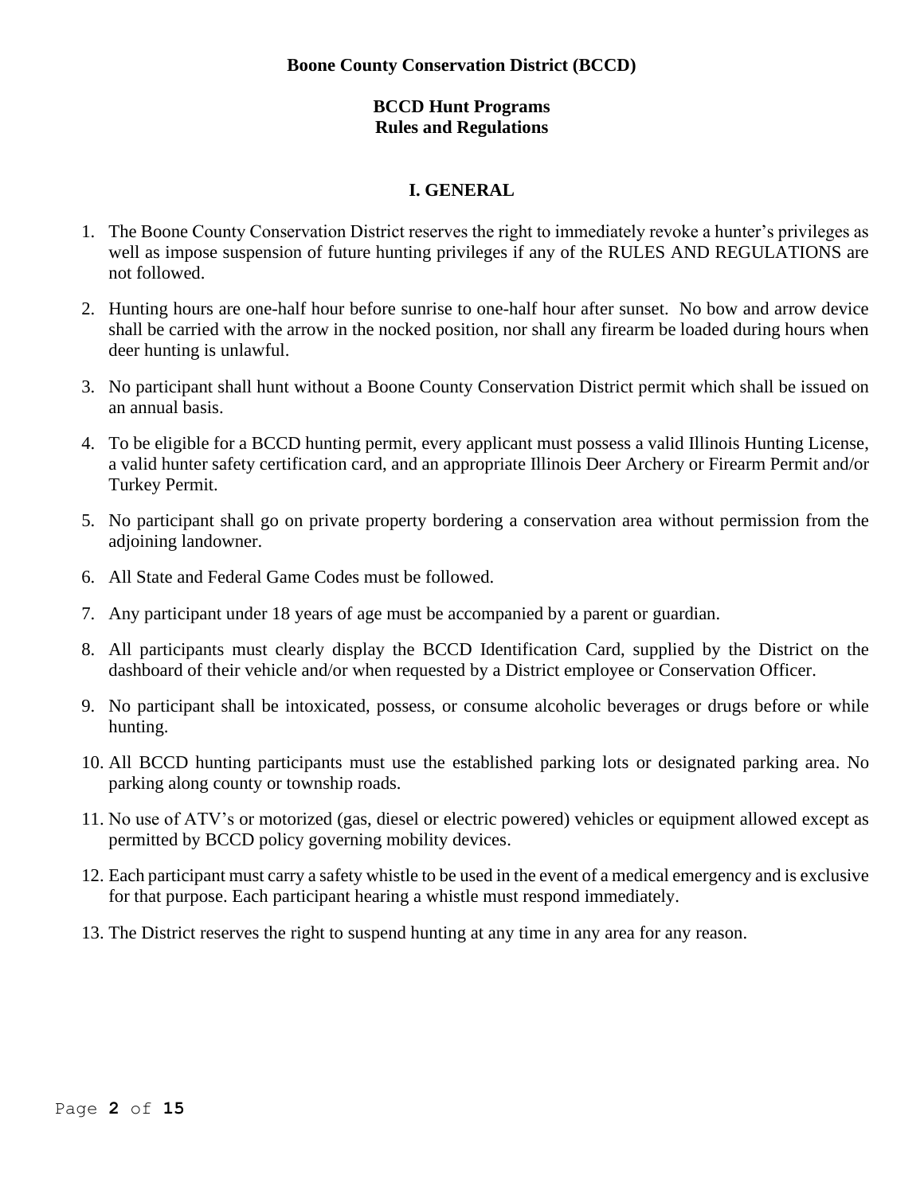**Boone County Conservation District (BCCD)**

**BCCD Hunt Programs**
**Rules and Regulations**

## I. GENERAL

1. The Boone County Conservation District reserves the right to immediately revoke a hunter's privileges as well as impose suspension of future hunting privileges if any of the RULES AND REGULATIONS are not followed.
2. Hunting hours are one-half hour before sunrise to one-half hour after sunset. No bow and arrow device shall be carried with the arrow in the nocked position, nor shall any firearm be loaded during hours when deer hunting is unlawful.
3. No participant shall hunt without a Boone County Conservation District permit which shall be issued on an annual basis.
4. To be eligible for a BCCD hunting permit, every applicant must possess a valid Illinois Hunting License, a valid hunter safety certification card, and an appropriate Illinois Deer Archery or Firearm Permit and/or Turkey Permit.
5. No participant shall go on private property bordering a conservation area without permission from the adjoining landowner.
6. All State and Federal Game Codes must be followed.
7. Any participant under 18 years of age must be accompanied by a parent or guardian.
8. All participants must clearly display the BCCD Identification Card, supplied by the District on the dashboard of their vehicle and/or when requested by a District employee or Conservation Officer.
9. No participant shall be intoxicated, possess, or consume alcoholic beverages or drugs before or while hunting.
10. All BCCD hunting participants must use the established parking lots or designated parking area. No parking along county or township roads.
11. No use of ATV's or motorized (gas, diesel or electric powered) vehicles or equipment allowed except as permitted by BCCD policy governing mobility devices.
12. Each participant must carry a safety whistle to be used in the event of a medical emergency and is exclusive for that purpose. Each participant hearing a whistle must respond immediately.
13. The District reserves the right to suspend hunting at any time in any area for any reason.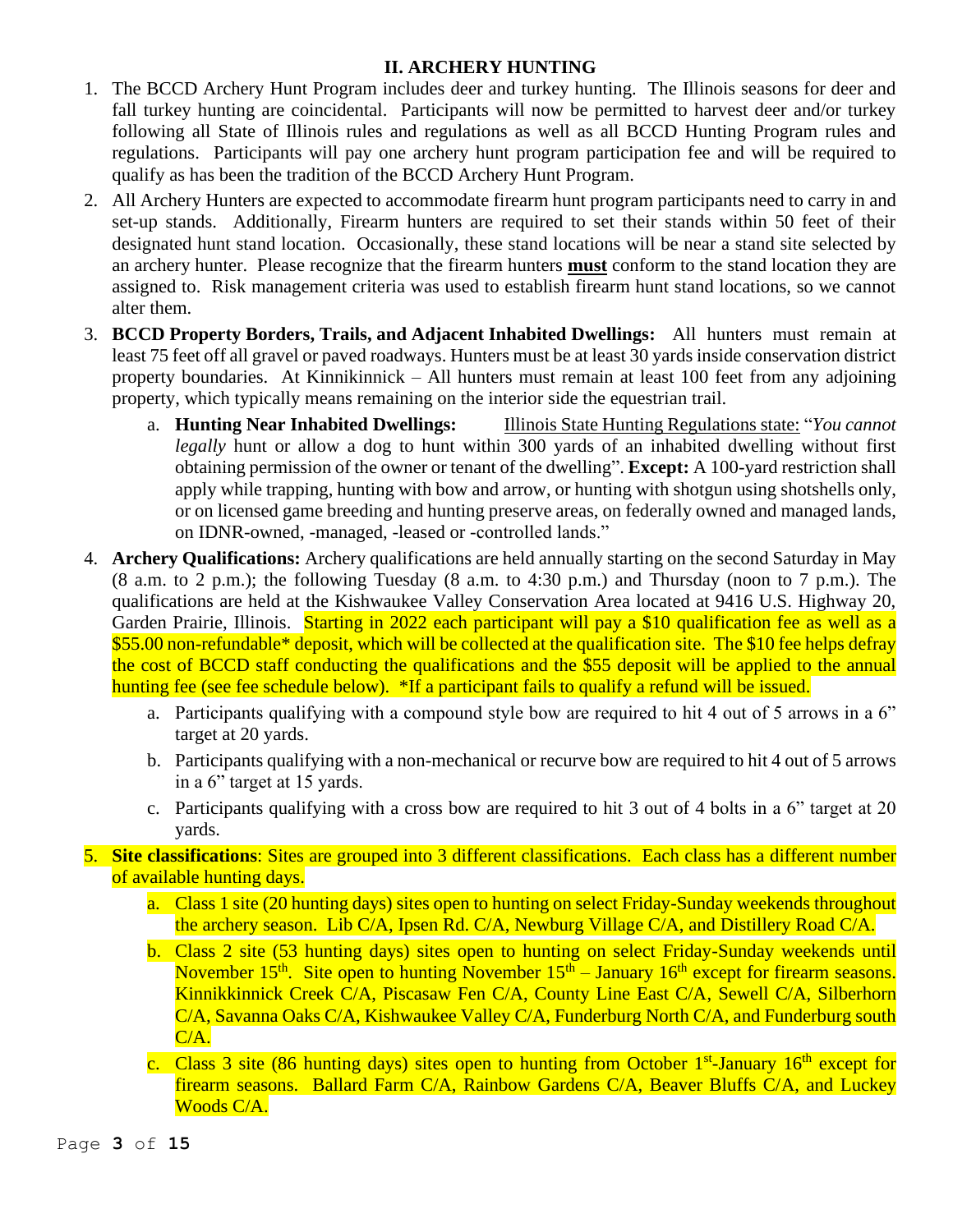## II. ARCHERY HUNTING

1. The BCCD Archery Hunt Program includes deer and turkey hunting. The Illinois seasons for deer and fall turkey hunting are coincidental. Participants will now be permitted to harvest deer and/or turkey following all State of Illinois rules and regulations as well as all BCCD Hunting Program rules and regulations. Participants will pay one archery hunt program participation fee and will be required to qualify as has been the tradition of the BCCD Archery Hunt Program.
2. All Archery Hunters are expected to accommodate firearm hunt program participants need to carry in and set-up stands. Additionally, Firearm hunters are required to set their stands within 50 feet of their designated hunt stand location. Occasionally, these stand locations will be near a stand site selected by an archery hunter. Please recognize that the firearm hunters **must** conform to the stand location they are assigned to. Risk management criteria was used to establish firearm hunt stand locations, so we cannot alter them.
3. **BCCD Property Borders, Trails, and Adjacent Inhabited Dwellings:** All hunters must remain at least 75 feet off all gravel or paved roadways. Hunters must be at least 30 yards inside conservation district property boundaries. At Kinnikinnick – All hunters must remain at least 100 feet from any adjoining property, which typically means remaining on the interior side the equestrian trail.
   a. **Hunting Near Inhabited Dwellings:** Illinois State Hunting Regulations state: "*You cannot legally* hunt or allow a dog to hunt within 300 yards of an inhabited dwelling without first obtaining permission of the owner or tenant of the dwelling". **Except:** A 100-yard restriction shall apply while trapping, hunting with bow and arrow, or hunting with shotgun using shotshells only, or on licensed game breeding and hunting preserve areas, on federally owned and managed lands, on IDNR-owned, -managed, -leased or -controlled lands."
4. **Archery Qualifications:** Archery qualifications are held annually starting on the second Saturday in May (8 a.m. to 2 p.m.); the following Tuesday (8 a.m. to 4:30 p.m.) and Thursday (noon to 7 p.m.). The qualifications are held at the Kishwaukee Valley Conservation Area located at 9416 U.S. Highway 20, Garden Prairie, Illinois. Starting in 2022 each participant will pay a $10 qualification fee as well as a $55.00 non-refundable* deposit, which will be collected at the qualification site. The $10 fee helps defray the cost of BCCD staff conducting the qualifications and the $55 deposit will be applied to the annual hunting fee (see fee schedule below). *If a participant fails to qualify a refund will be issued.
   a. Participants qualifying with a compound style bow are required to hit 4 out of 5 arrows in a 6" target at 20 yards.
   b. Participants qualifying with a non-mechanical or recurve bow are required to hit 4 out of 5 arrows in a 6" target at 15 yards.
   c. Participants qualifying with a cross bow are required to hit 3 out of 4 bolts in a 6" target at 20 yards.
5. **Site classifications**: Sites are grouped into 3 different classifications. Each class has a different number of available hunting days.
   a. Class 1 site (20 hunting days) sites open to hunting on select Friday-Sunday weekends throughout the archery season. Lib C/A, Ipsen Rd. C/A, Newburg Village C/A, and Distillery Road C/A.
   b. Class 2 site (53 hunting days) sites open to hunting on select Friday-Sunday weekends until November 15th. Site open to hunting November 15th – January 16th except for firearm seasons. Kinnikkinnick Creek C/A, Piscasaw Fen C/A, County Line East C/A, Sewell C/A, Silberhorn C/A, Savanna Oaks C/A, Kishwaukee Valley C/A, Funderburg North C/A, and Funderburg south C/A.
   c. Class 3 site (86 hunting days) sites open to hunting from October 1st-January 16th except for firearm seasons. Ballard Farm C/A, Rainbow Gardens C/A, Beaver Bluffs C/A, and Luckey Woods C/A.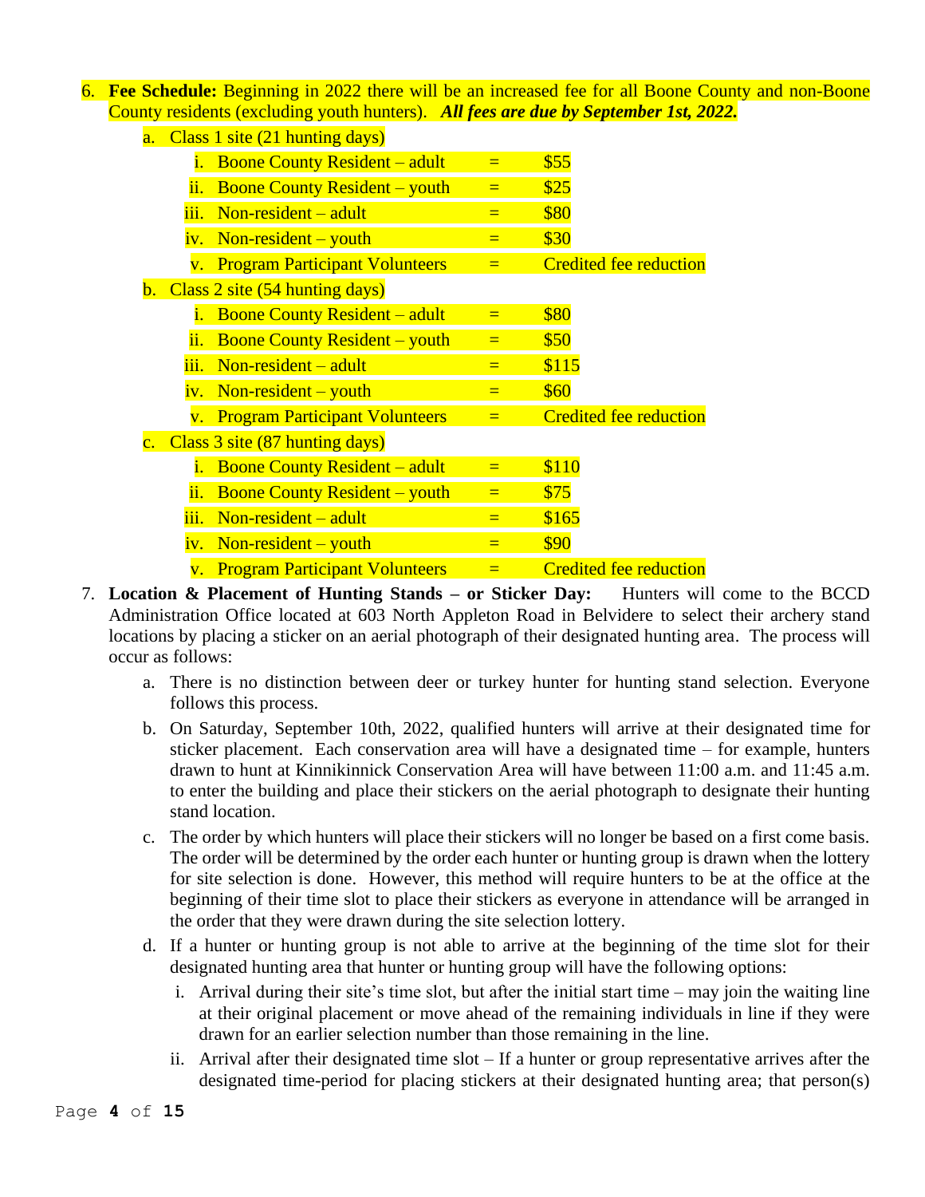6. **Fee Schedule:** Beginning in 2022 there will be an increased fee for all Boone County and non-Boone County residents (excluding youth hunters). ***All fees are due by September 1st, 2022.***
   a. Class 1 site (21 hunting days)
      i. Boone County Resident – adult = $55
      ii. Boone County Resident – youth = $25
      iii. Non-resident – adult = $80
      iv. Non-resident – youth = $30
      v. Program Participant Volunteers = Credited fee reduction
   b. Class 2 site (54 hunting days)
      i. Boone County Resident – adult = $80
      ii. Boone County Resident – youth = $50
      iii. Non-resident – adult = $115
      iv. Non-resident – youth = $60
      v. Program Participant Volunteers = Credited fee reduction
   c. Class 3 site (87 hunting days)
      i. Boone County Resident – adult = $110
      ii. Boone County Resident – youth = $75
      iii. Non-resident – adult = $165
      iv. Non-resident – youth = $90
      v. Program Participant Volunteers = Credited fee reduction
7. **Location & Placement of Hunting Stands – or Sticker Day:** Hunters will come to the BCCD Administration Office located at 603 North Appleton Road in Belvidere to select their archery stand locations by placing a sticker on an aerial photograph of their designated hunting area. The process will occur as follows:
   a. There is no distinction between deer or turkey hunter for hunting stand selection. Everyone follows this process.
   b. On Saturday, September 10th, 2022, qualified hunters will arrive at their designated time for sticker placement. Each conservation area will have a designated time – for example, hunters drawn to hunt at Kinnikinnick Conservation Area will have between 11:00 a.m. and 11:45 a.m. to enter the building and place their stickers on the aerial photograph to designate their hunting stand location.
   c. The order by which hunters will place their stickers will no longer be based on a first come basis. The order will be determined by the order each hunter or hunting group is drawn when the lottery for site selection is done. However, this method will require hunters to be at the office at the beginning of their time slot to place their stickers as everyone in attendance will be arranged in the order that they were drawn during the site selection lottery.
   d. If a hunter or hunting group is not able to arrive at the beginning of the time slot for their designated hunting area that hunter or hunting group will have the following options:
      i. Arrival during their site's time slot, but after the initial start time – may join the waiting line at their original placement or move ahead of the remaining individuals in line if they were drawn for an earlier selection number than those remaining in the line.
      ii. Arrival after their designated time slot – If a hunter or group representative arrives after the designated time-period for placing stickers at their designated hunting area; that person(s)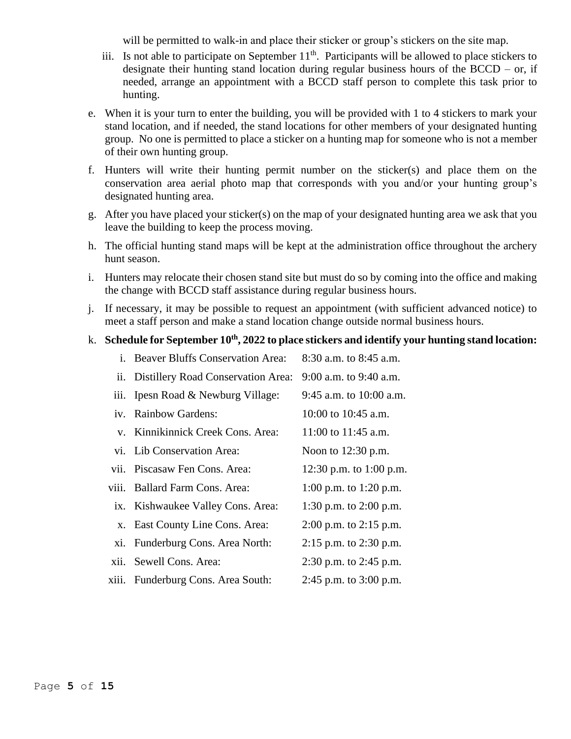will be permitted to walk-in and place their sticker or group's stickers on the site map.

iii. Is not able to participate on September 11th. Participants will be allowed to place stickers to designate their hunting stand location during regular business hours of the BCCD – or, if needed, arrange an appointment with a BCCD staff person to complete this task prior to hunting.

e. When it is your turn to enter the building, you will be provided with 1 to 4 stickers to mark your stand location, and if needed, the stand locations for other members of your designated hunting group. No one is permitted to place a sticker on a hunting map for someone who is not a member of their own hunting group.

f. Hunters will write their hunting permit number on the sticker(s) and place them on the conservation area aerial photo map that corresponds with you and/or your hunting group's designated hunting area.

g. After you have placed your sticker(s) on the map of your designated hunting area we ask that you leave the building to keep the process moving.

h. The official hunting stand maps will be kept at the administration office throughout the archery hunt season.

i. Hunters may relocate their chosen stand site but must do so by coming into the office and making the change with BCCD staff assistance during regular business hours.

j. If necessary, it may be possible to request an appointment (with sufficient advanced notice) to meet a staff person and make a stand location change outside normal business hours.

k. **Schedule for September 10th, 2022 to place stickers and identify your hunting stand location:**

| | Area | Time |
|---|---|---|
| i. | Beaver Bluffs Conservation Area: | 8:30 a.m. to 8:45 a.m. |
| ii. | Distillery Road Conservation Area: | 9:00 a.m. to 9:40 a.m. |
| iii. | Ipesn Road & Newburg Village: | 9:45 a.m. to 10:00 a.m. |
| iv. | Rainbow Gardens: | 10:00 to 10:45 a.m. |
| v. | Kinnikinnick Creek Cons. Area: | 11:00 to 11:45 a.m. |
| vi. | Lib Conservation Area: | Noon to 12:30 p.m. |
| vii. | Piscasaw Fen Cons. Area: | 12:30 p.m. to 1:00 p.m. |
| viii. | Ballard Farm Cons. Area: | 1:00 p.m. to 1:20 p.m. |
| ix. | Kishwaukee Valley Cons. Area: | 1:30 p.m. to 2:00 p.m. |
| x. | East County Line Cons. Area: | 2:00 p.m. to 2:15 p.m. |
| xi. | Funderburg Cons. Area North: | 2:15 p.m. to 2:30 p.m. |
| xii. | Sewell Cons. Area: | 2:30 p.m. to 2:45 p.m. |
| xiii. | Funderburg Cons. Area South: | 2:45 p.m. to 3:00 p.m. |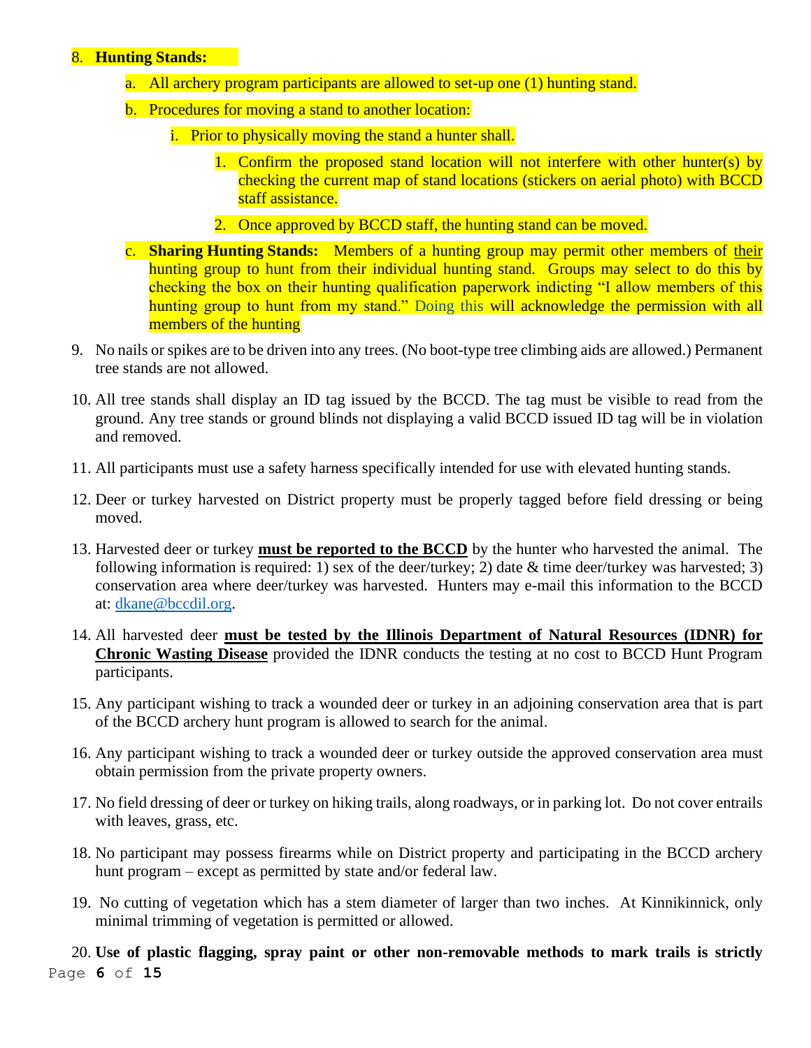8. **Hunting Stands:**
    a. All archery program participants are allowed to set-up one (1) hunting stand.
    b. Procedures for moving a stand to another location:
        i. Prior to physically moving the stand a hunter shall.
            1. Confirm the proposed stand location will not interfere with other hunter(s) by checking the current map of stand locations (stickers on aerial photo) with BCCD staff assistance.
            2. Once approved by BCCD staff, the hunting stand can be moved.
    c. **Sharing Hunting Stands:** Members of a hunting group may permit other members of <u>their</u> hunting group to hunt from their individual hunting stand. Groups may select to do this by checking the box on their hunting qualification paperwork indicting "I allow members of this hunting group to hunt from my stand." Doing this will acknowledge the permission with all members of the hunting
9. No nails or spikes are to be driven into any trees. (No boot-type tree climbing aids are allowed.) Permanent tree stands are not allowed.
10. All tree stands shall display an ID tag issued by the BCCD. The tag must be visible to read from the ground. Any tree stands or ground blinds not displaying a valid BCCD issued ID tag will be in violation and removed.
11. All participants must use a safety harness specifically intended for use with elevated hunting stands.
12. Deer or turkey harvested on District property must be properly tagged before field dressing or being moved.
13. Harvested deer or turkey **<u>must be reported to the BCCD</u>** by the hunter who harvested the animal. The following information is required: 1) sex of the deer/turkey; 2) date & time deer/turkey was harvested; 3) conservation area where deer/turkey was harvested. Hunters may e-mail this information to the BCCD at: dkane@bccdil.org.
14. All harvested deer **<u>must be tested by the Illinois Department of Natural Resources (IDNR) for Chronic Wasting Disease</u>** provided the IDNR conducts the testing at no cost to BCCD Hunt Program participants.
15. Any participant wishing to track a wounded deer or turkey in an adjoining conservation area that is part of the BCCD archery hunt program is allowed to search for the animal.
16. Any participant wishing to track a wounded deer or turkey outside the approved conservation area must obtain permission from the private property owners.
17. No field dressing of deer or turkey on hiking trails, along roadways, or in parking lot. Do not cover entrails with leaves, grass, etc.
18. No participant may possess firearms while on District property and participating in the BCCD archery hunt program – except as permitted by state and/or federal law.
19. No cutting of vegetation which has a stem diameter of larger than two inches. At Kinnikinnick, only minimal trimming of vegetation is permitted or allowed.
20. **Use of plastic flagging, spray paint or other non-removable methods to mark trails is strictly**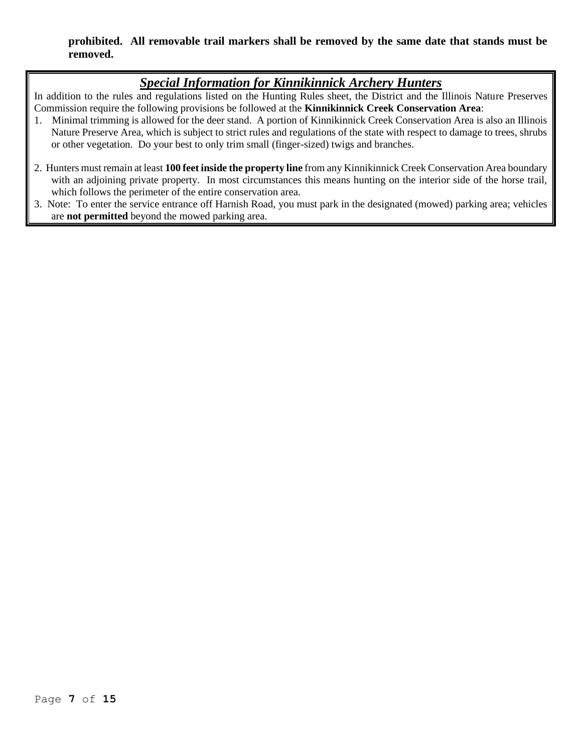**prohibited. All removable trail markers shall be removed by the same date that stands must be removed.**

## ***Special Information for Kinnikinnick Archery Hunters***

In addition to the rules and regulations listed on the Hunting Rules sheet, the District and the Illinois Nature Preserves Commission require the following provisions be followed at the **Kinnikinnick Creek Conservation Area**:

1. Minimal trimming is allowed for the deer stand. A portion of Kinnikinnick Creek Conservation Area is also an Illinois Nature Preserve Area, which is subject to strict rules and regulations of the state with respect to damage to trees, shrubs or other vegetation. Do your best to only trim small (finger-sized) twigs and branches.

2. Hunters must remain at least **100 feet inside the property line** from any Kinnikinnick Creek Conservation Area boundary with an adjoining private property. In most circumstances this means hunting on the interior side of the horse trail, which follows the perimeter of the entire conservation area.
3. Note: To enter the service entrance off Harnish Road, you must park in the designated (mowed) parking area; vehicles are **not permitted** beyond the mowed parking area.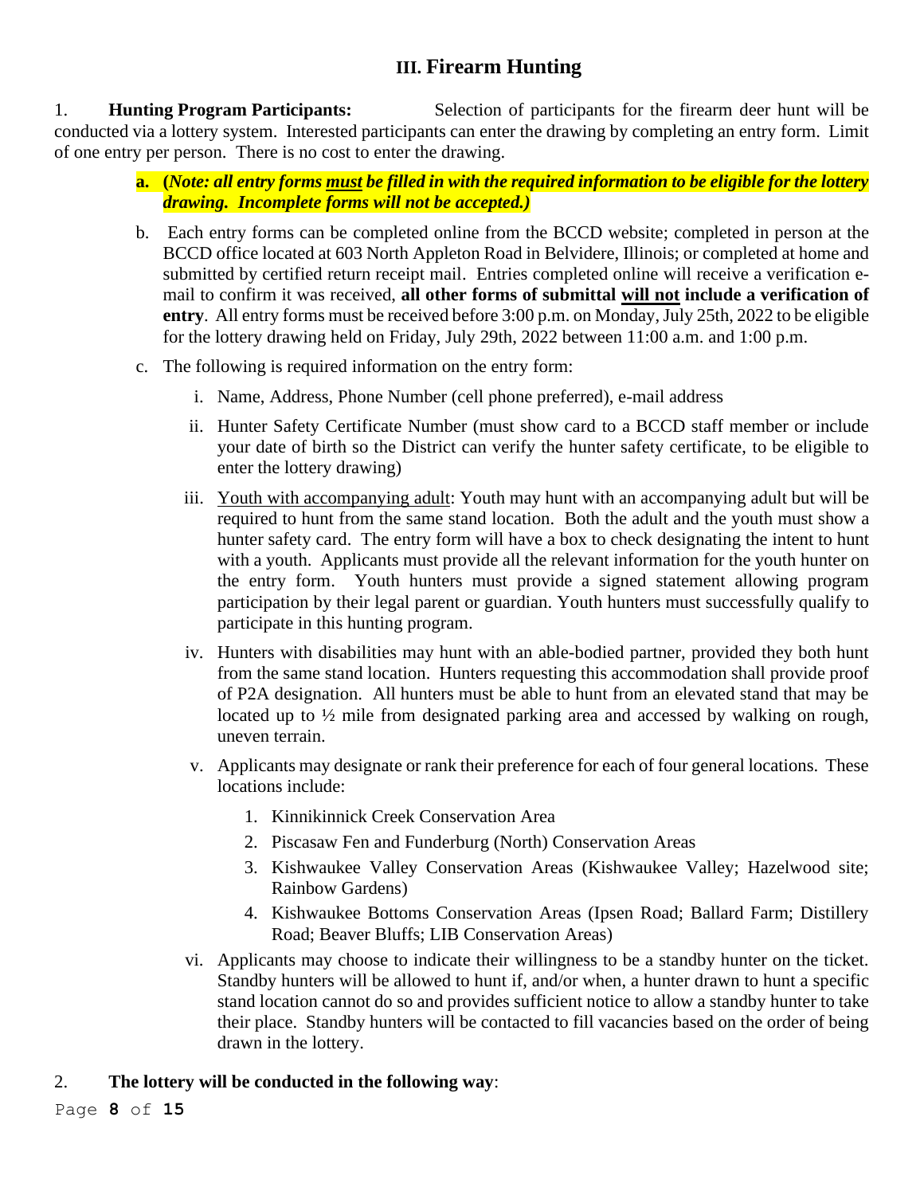## III. Firearm Hunting

1. **Hunting Program Participants:** Selection of participants for the firearm deer hunt will be conducted via a lottery system. Interested participants can enter the drawing by completing an entry form. Limit of one entry per person. There is no cost to enter the drawing.

   a. **(*Note: all entry forms must be filled in with the required information to be eligible for the lottery drawing. Incomplete forms will not be accepted.)***

   b. Each entry forms can be completed online from the BCCD website; completed in person at the BCCD office located at 603 North Appleton Road in Belvidere, Illinois; or completed at home and submitted by certified return receipt mail. Entries completed online will receive a verification e-mail to confirm it was received, **all other forms of submittal will not include a verification of entry**. All entry forms must be received before 3:00 p.m. on Monday, July 25th, 2022 to be eligible for the lottery drawing held on Friday, July 29th, 2022 between 11:00 a.m. and 1:00 p.m.

   c. The following is required information on the entry form:

      i. Name, Address, Phone Number (cell phone preferred), e-mail address

      ii. Hunter Safety Certificate Number (must show card to a BCCD staff member or include your date of birth so the District can verify the hunter safety certificate, to be eligible to enter the lottery drawing)

      iii. Youth with accompanying adult: Youth may hunt with an accompanying adult but will be required to hunt from the same stand location. Both the adult and the youth must show a hunter safety card. The entry form will have a box to check designating the intent to hunt with a youth. Applicants must provide all the relevant information for the youth hunter on the entry form. Youth hunters must provide a signed statement allowing program participation by their legal parent or guardian. Youth hunters must successfully qualify to participate in this hunting program.

      iv. Hunters with disabilities may hunt with an able-bodied partner, provided they both hunt from the same stand location. Hunters requesting this accommodation shall provide proof of P2A designation. All hunters must be able to hunt from an elevated stand that may be located up to ½ mile from designated parking area and accessed by walking on rough, uneven terrain.

      v. Applicants may designate or rank their preference for each of four general locations. These locations include:

         1. Kinnikinnick Creek Conservation Area
         2. Piscasaw Fen and Funderburg (North) Conservation Areas
         3. Kishwaukee Valley Conservation Areas (Kishwaukee Valley; Hazelwood site; Rainbow Gardens)
         4. Kishwaukee Bottoms Conservation Areas (Ipsen Road; Ballard Farm; Distillery Road; Beaver Bluffs; LIB Conservation Areas)

      vi. Applicants may choose to indicate their willingness to be a standby hunter on the ticket. Standby hunters will be allowed to hunt if, and/or when, a hunter drawn to hunt a specific stand location cannot do so and provides sufficient notice to allow a standby hunter to take their place. Standby hunters will be contacted to fill vacancies based on the order of being drawn in the lottery.

2. **The lottery will be conducted in the following way**: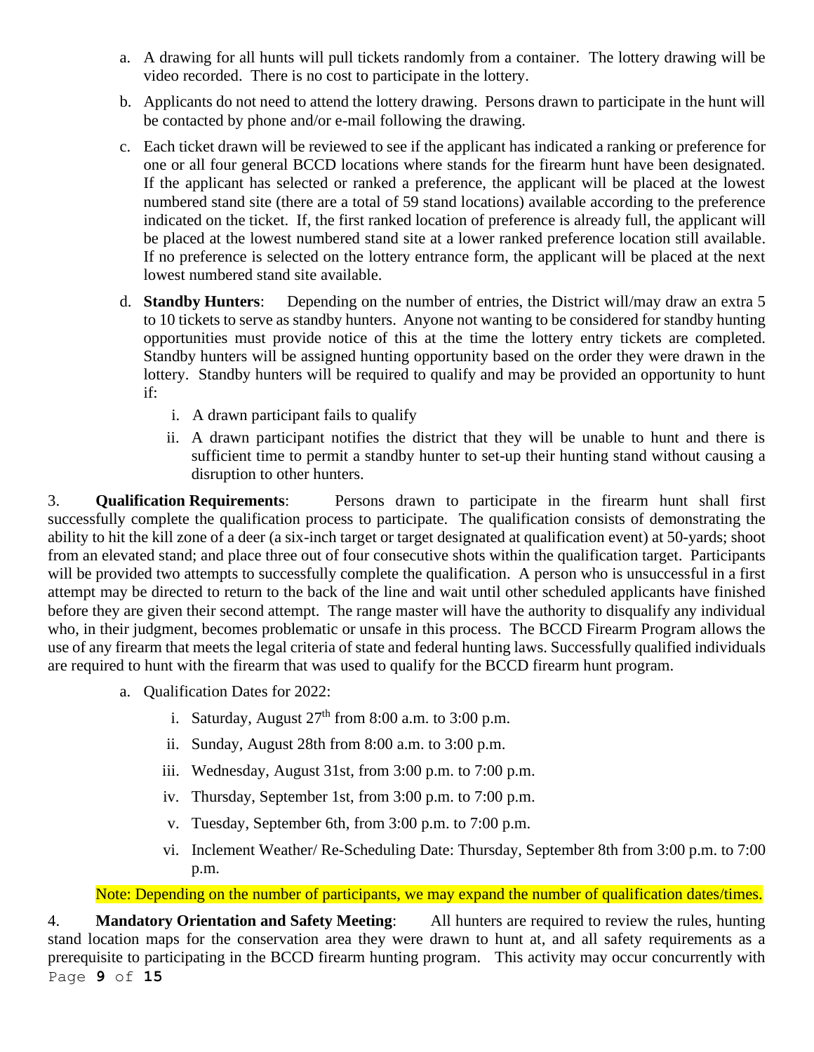a. A drawing for all hunts will pull tickets randomly from a container. The lottery drawing will be video recorded. There is no cost to participate in the lottery.

b. Applicants do not need to attend the lottery drawing. Persons drawn to participate in the hunt will be contacted by phone and/or e-mail following the drawing.

c. Each ticket drawn will be reviewed to see if the applicant has indicated a ranking or preference for one or all four general BCCD locations where stands for the firearm hunt have been designated. If the applicant has selected or ranked a preference, the applicant will be placed at the lowest numbered stand site (there are a total of 59 stand locations) available according to the preference indicated on the ticket. If, the first ranked location of preference is already full, the applicant will be placed at the lowest numbered stand site at a lower ranked preference location still available. If no preference is selected on the lottery entrance form, the applicant will be placed at the next lowest numbered stand site available.

d. **Standby Hunters**: Depending on the number of entries, the District will/may draw an extra 5 to 10 tickets to serve as standby hunters. Anyone not wanting to be considered for standby hunting opportunities must provide notice of this at the time the lottery entry tickets are completed. Standby hunters will be assigned hunting opportunity based on the order they were drawn in the lottery. Standby hunters will be required to qualify and may be provided an opportunity to hunt if:

   i. A drawn participant fails to qualify

   ii. A drawn participant notifies the district that they will be unable to hunt and there is sufficient time to permit a standby hunter to set-up their hunting stand without causing a disruption to other hunters.

3. **Qualification Requirements**: Persons drawn to participate in the firearm hunt shall first successfully complete the qualification process to participate. The qualification consists of demonstrating the ability to hit the kill zone of a deer (a six-inch target or target designated at qualification event) at 50-yards; shoot from an elevated stand; and place three out of four consecutive shots within the qualification target. Participants will be provided two attempts to successfully complete the qualification. A person who is unsuccessful in a first attempt may be directed to return to the back of the line and wait until other scheduled applicants have finished before they are given their second attempt. The range master will have the authority to disqualify any individual who, in their judgment, becomes problematic or unsafe in this process. The BCCD Firearm Program allows the use of any firearm that meets the legal criteria of state and federal hunting laws. Successfully qualified individuals are required to hunt with the firearm that was used to qualify for the BCCD firearm hunt program.

a. Qualification Dates for 2022:

   i. Saturday, August 27th from 8:00 a.m. to 3:00 p.m.

   ii. Sunday, August 28th from 8:00 a.m. to 3:00 p.m.

   iii. Wednesday, August 31st, from 3:00 p.m. to 7:00 p.m.

   iv. Thursday, September 1st, from 3:00 p.m. to 7:00 p.m.

   v. Tuesday, September 6th, from 3:00 p.m. to 7:00 p.m.

   vi. Inclement Weather/ Re-Scheduling Date: Thursday, September 8th from 3:00 p.m. to 7:00 p.m.

Note: Depending on the number of participants, we may expand the number of qualification dates/times.

4. **Mandatory Orientation and Safety Meeting**: All hunters are required to review the rules, hunting stand location maps for the conservation area they were drawn to hunt at, and all safety requirements as a prerequisite to participating in the BCCD firearm hunting program. This activity may occur concurrently with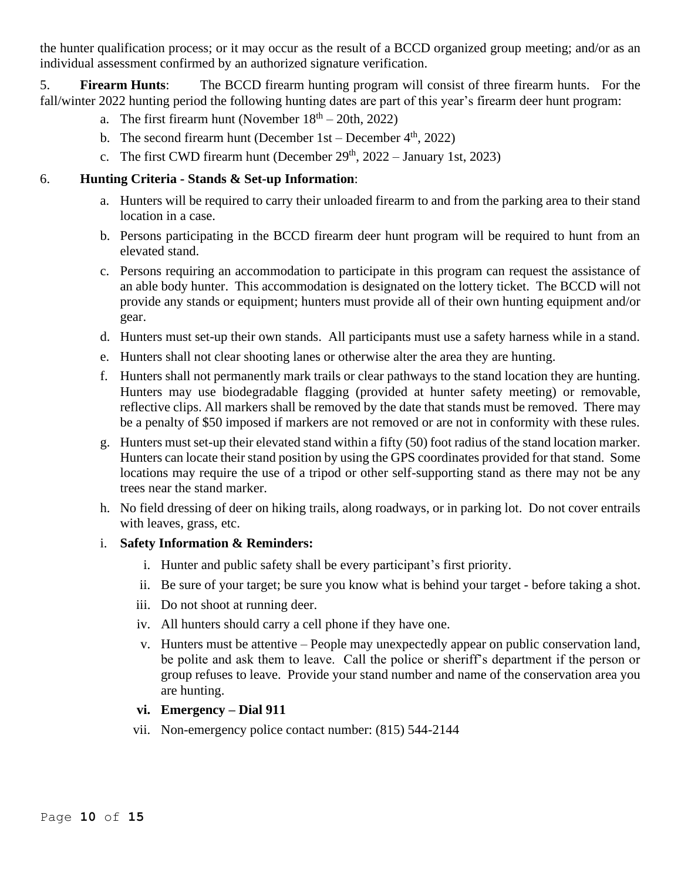the hunter qualification process; or it may occur as the result of a BCCD organized group meeting; and/or as an individual assessment confirmed by an authorized signature verification.

5. **Firearm Hunts**: The BCCD firearm hunting program will consist of three firearm hunts. For the fall/winter 2022 hunting period the following hunting dates are part of this year's firearm deer hunt program:

   a. The first firearm hunt (November 18th – 20th, 2022)
   b. The second firearm hunt (December 1st – December 4th, 2022)
   c. The first CWD firearm hunt (December 29th, 2022 – January 1st, 2023)

6. **Hunting Criteria - Stands & Set-up Information**:

   a. Hunters will be required to carry their unloaded firearm to and from the parking area to their stand location in a case.
   b. Persons participating in the BCCD firearm deer hunt program will be required to hunt from an elevated stand.
   c. Persons requiring an accommodation to participate in this program can request the assistance of an able body hunter. This accommodation is designated on the lottery ticket. The BCCD will not provide any stands or equipment; hunters must provide all of their own hunting equipment and/or gear.
   d. Hunters must set-up their own stands. All participants must use a safety harness while in a stand.
   e. Hunters shall not clear shooting lanes or otherwise alter the area they are hunting.
   f. Hunters shall not permanently mark trails or clear pathways to the stand location they are hunting. Hunters may use biodegradable flagging (provided at hunter safety meeting) or removable, reflective clips. All markers shall be removed by the date that stands must be removed. There may be a penalty of $50 imposed if markers are not removed or are not in conformity with these rules.
   g. Hunters must set-up their elevated stand within a fifty (50) foot radius of the stand location marker. Hunters can locate their stand position by using the GPS coordinates provided for that stand. Some locations may require the use of a tripod or other self-supporting stand as there may not be any trees near the stand marker.
   h. No field dressing of deer on hiking trails, along roadways, or in parking lot. Do not cover entrails with leaves, grass, etc.
   i. **Safety Information & Reminders:**
      i. Hunter and public safety shall be every participant's first priority.
      ii. Be sure of your target; be sure you know what is behind your target - before taking a shot.
      iii. Do not shoot at running deer.
      iv. All hunters should carry a cell phone if they have one.
      v. Hunters must be attentive – People may unexpectedly appear on public conservation land, be polite and ask them to leave. Call the police or sheriff's department if the person or group refuses to leave. Provide your stand number and name of the conservation area you are hunting.
      vi. **Emergency – Dial 911**
      vii. Non-emergency police contact number: (815) 544-2144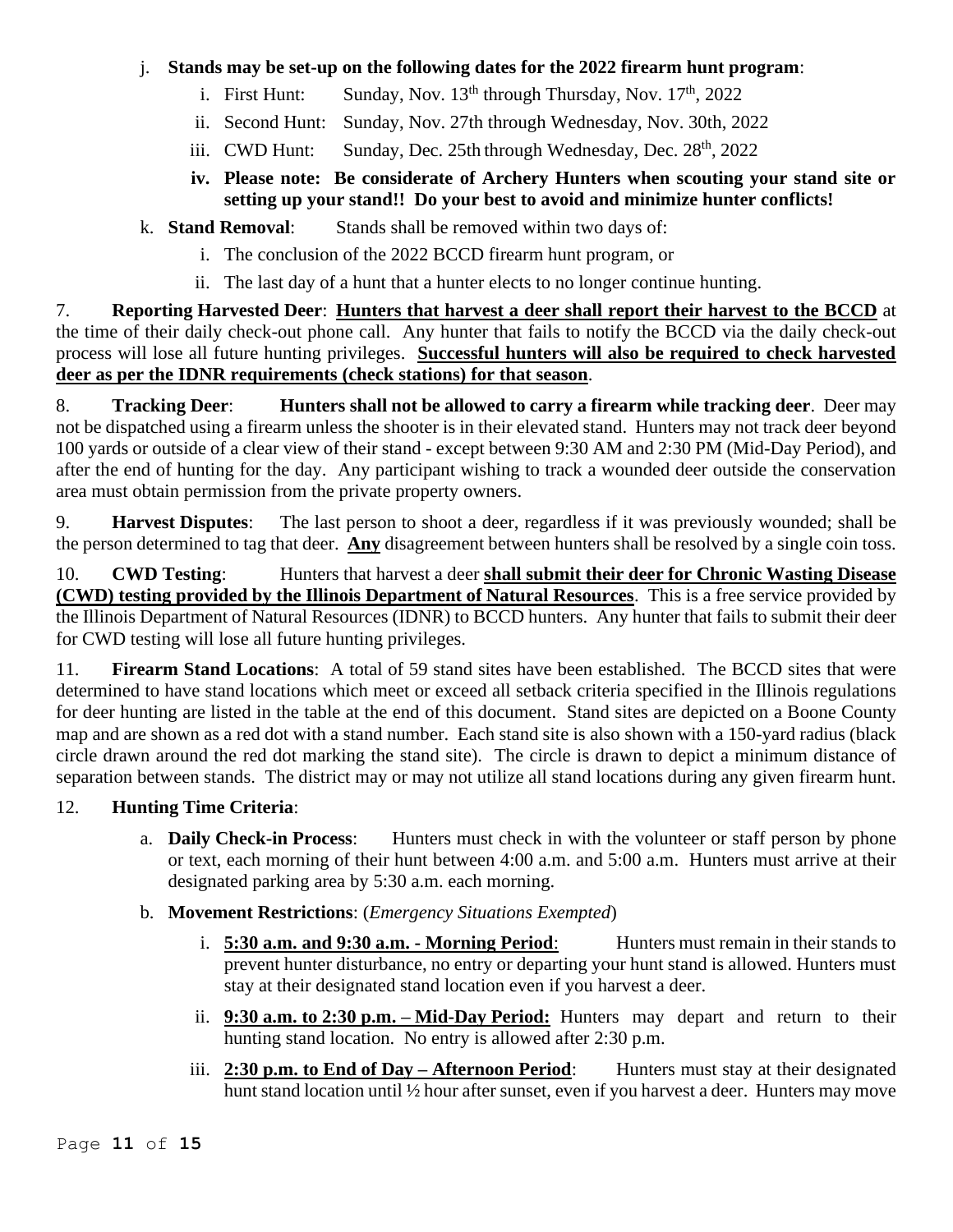j. **Stands may be set-up on the following dates for the 2022 firearm hunt program**:

   i. First Hunt: Sunday, Nov. 13th through Thursday, Nov. 17th, 2022

   ii. Second Hunt: Sunday, Nov. 27th through Wednesday, Nov. 30th, 2022

   iii. CWD Hunt: Sunday, Dec. 25th through Wednesday, Dec. 28th, 2022

   iv. **Please note: Be considerate of Archery Hunters when scouting your stand site or setting up your stand!! Do your best to avoid and minimize hunter conflicts!**

k. **Stand Removal**: Stands shall be removed within two days of:

   i. The conclusion of the 2022 BCCD firearm hunt program, or

   ii. The last day of a hunt that a hunter elects to no longer continue hunting.

7. **Reporting Harvested Deer**: **Hunters that harvest a deer shall report their harvest to the BCCD** at the time of their daily check-out phone call. Any hunter that fails to notify the BCCD via the daily check-out process will lose all future hunting privileges. **Successful hunters will also be required to check harvested deer as per the IDNR requirements (check stations) for that season**.

8. **Tracking Deer**: **Hunters shall not be allowed to carry a firearm while tracking deer**. Deer may not be dispatched using a firearm unless the shooter is in their elevated stand. Hunters may not track deer beyond 100 yards or outside of a clear view of their stand - except between 9:30 AM and 2:30 PM (Mid-Day Period), and after the end of hunting for the day. Any participant wishing to track a wounded deer outside the conservation area must obtain permission from the private property owners.

9. **Harvest Disputes**: The last person to shoot a deer, regardless if it was previously wounded; shall be the person determined to tag that deer. **Any** disagreement between hunters shall be resolved by a single coin toss.

10. **CWD Testing**: Hunters that harvest a deer **shall submit their deer for Chronic Wasting Disease (CWD) testing provided by the Illinois Department of Natural Resources**. This is a free service provided by the Illinois Department of Natural Resources (IDNR) to BCCD hunters. Any hunter that fails to submit their deer for CWD testing will lose all future hunting privileges.

11. **Firearm Stand Locations**: A total of 59 stand sites have been established. The BCCD sites that were determined to have stand locations which meet or exceed all setback criteria specified in the Illinois regulations for deer hunting are listed in the table at the end of this document. Stand sites are depicted on a Boone County map and are shown as a red dot with a stand number. Each stand site is also shown with a 150-yard radius (black circle drawn around the red dot marking the stand site). The circle is drawn to depict a minimum distance of separation between stands. The district may or may not utilize all stand locations during any given firearm hunt.

12. **Hunting Time Criteria**:

   a. **Daily Check-in Process**: Hunters must check in with the volunteer or staff person by phone or text, each morning of their hunt between 4:00 a.m. and 5:00 a.m. Hunters must arrive at their designated parking area by 5:30 a.m. each morning.

   b. **Movement Restrictions**: (*Emergency Situations Exempted*)

      i. **5:30 a.m. and 9:30 a.m. - Morning Period**: Hunters must remain in their stands to prevent hunter disturbance, no entry or departing your hunt stand is allowed. Hunters must stay at their designated stand location even if you harvest a deer.

      ii. **9:30 a.m. to 2:30 p.m. – Mid-Day Period:** Hunters may depart and return to their hunting stand location. No entry is allowed after 2:30 p.m.

      iii. **2:30 p.m. to End of Day – Afternoon Period**: Hunters must stay at their designated hunt stand location until ½ hour after sunset, even if you harvest a deer. Hunters may move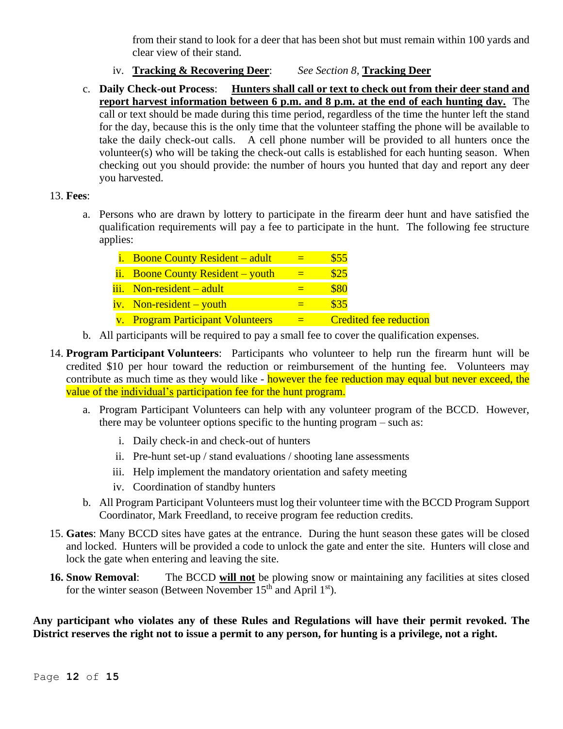from their stand to look for a deer that has been shot but must remain within 100 yards and clear view of their stand.

   iv. **Tracking & Recovering Deer**: *See Section 8,* **Tracking Deer**

c. **Daily Check-out Process**: **Hunters shall call or text to check out from their deer stand and report harvest information between 6 p.m. and 8 p.m. at the end of each hunting day.** The call or text should be made during this time period, regardless of the time the hunter left the stand for the day, because this is the only time that the volunteer staffing the phone will be available to take the daily check-out calls. A cell phone number will be provided to all hunters once the volunteer(s) who will be taking the check-out calls is established for each hunting season. When checking out you should provide: the number of hours you hunted that day and report any deer you harvested.

13. **Fees**:

    a. Persons who are drawn by lottery to participate in the firearm deer hunt and have satisfied the qualification requirements will pay a fee to participate in the hunt. The following fee structure applies:

       i. Boone County Resident – adult = $55
       ii. Boone County Resident – youth = $25
       iii. Non-resident – adult = $80
       iv. Non-resident – youth = $35
       v. Program Participant Volunteers = Credited fee reduction

    b. All participants will be required to pay a small fee to cover the qualification expenses.

14. **Program Participant Volunteers**: Participants who volunteer to help run the firearm hunt will be credited $10 per hour toward the reduction or reimbursement of the hunting fee. Volunteers may contribute as much time as they would like - however the fee reduction may equal but never exceed, the value of the individual's participation fee for the hunt program.

    a. Program Participant Volunteers can help with any volunteer program of the BCCD. However, there may be volunteer options specific to the hunting program – such as:

       i. Daily check-in and check-out of hunters
       ii. Pre-hunt set-up / stand evaluations / shooting lane assessments
       iii. Help implement the mandatory orientation and safety meeting
       iv. Coordination of standby hunters

    b. All Program Participant Volunteers must log their volunteer time with the BCCD Program Support Coordinator, Mark Freedland, to receive program fee reduction credits.

15. **Gates**: Many BCCD sites have gates at the entrance. During the hunt season these gates will be closed and locked. Hunters will be provided a code to unlock the gate and enter the site. Hunters will close and lock the gate when entering and leaving the site.

16. **Snow Removal**: The BCCD **will not** be plowing snow or maintaining any facilities at sites closed for the winter season (Between November 15th and April 1st).

**Any participant who violates any of these Rules and Regulations will have their permit revoked. The District reserves the right not to issue a permit to any person, for hunting is a privilege, not a right.**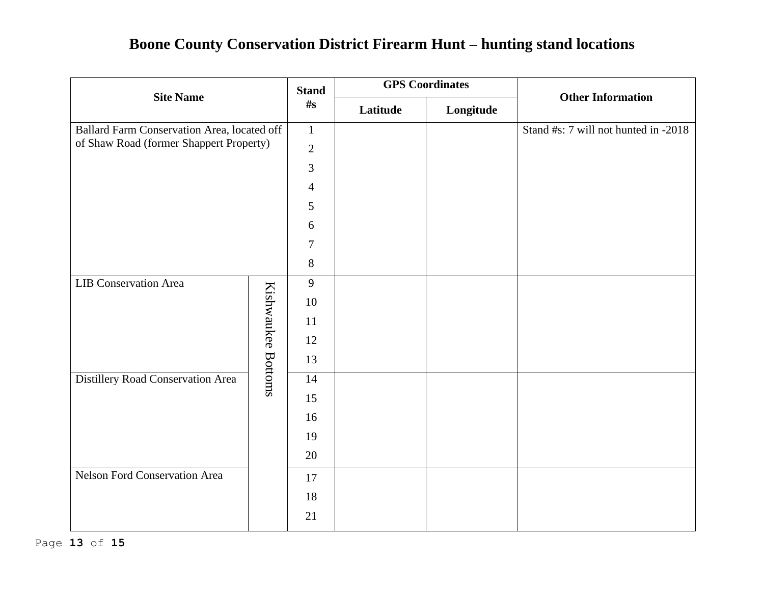# Boone County Conservation District Firearm Hunt – hunting stand locations

| Site Name | | Stand #s | GPS Coordinates | | Other Information |
|---|---|---|---|---|---|
| | | | Latitude | Longitude | |
| Ballard Farm Conservation Area, located off of Shaw Road (former Shappert Property) | | 1<br>2<br>3<br>4<br>5<br>6<br>7<br>8 | | | Stand #s: 7 will not hunted in -2018 |
| LIB Conservation Area | Kishwaukee Bottoms | 9<br>10<br>11<br>12<br>13 | | | |
| Distillery Road Conservation Area | Kishwaukee Bottoms | 14<br>15<br>16<br>19<br>20 | | | |
| Nelson Ford Conservation Area | Kishwaukee Bottoms | 17<br>18<br>21 | | | |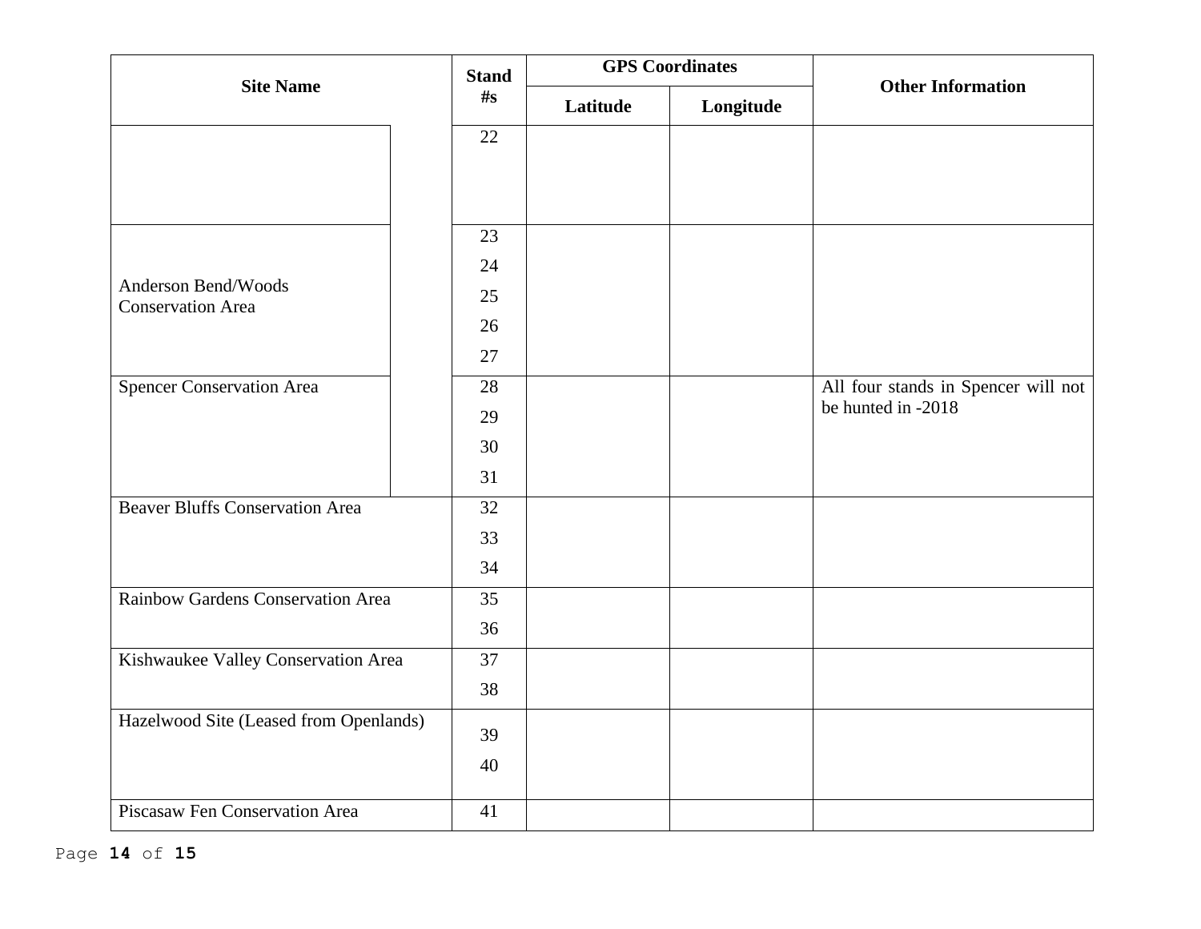| Site Name | Stand #s | GPS Coordinates | | Other Information |
|---|---|---|---|---|
| | | Latitude | Longitude | |
| | 22 | | | |
| Anderson Bend/Woods Conservation Area | 23<br>24<br>25<br>26<br>27 | | | |
| Spencer Conservation Area | 28<br>29<br>30<br>31 | | | All four stands in Spencer will not be hunted in -2018 |
| Beaver Bluffs Conservation Area | 32<br>33<br>34 | | | |
| Rainbow Gardens Conservation Area | 35<br>36 | | | |
| Kishwaukee Valley Conservation Area | 37<br>38 | | | |
| Hazelwood Site (Leased from Openlands) | 39<br>40 | | | |
| Piscasaw Fen Conservation Area | 41 | | | |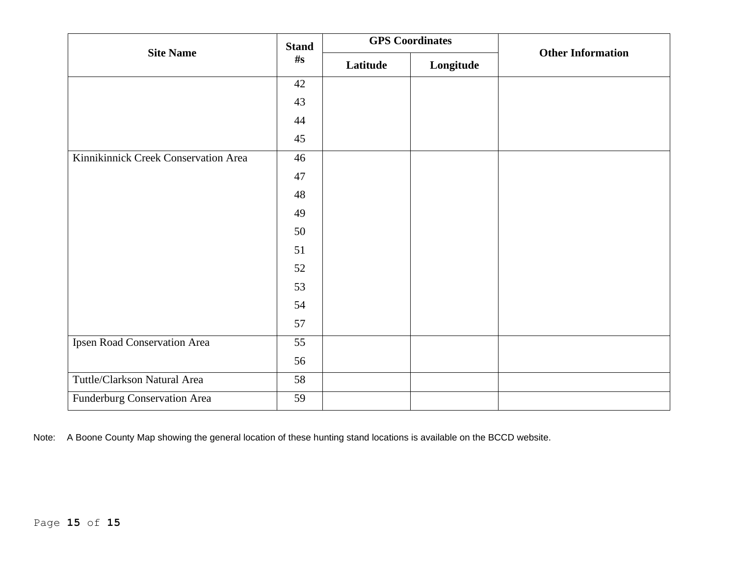| Site Name | Stand #s | GPS Coordinates | | Other Information |
|---|---|---|---|---|
| | | Latitude | Longitude | |
| | 42 | | | |
| | 43 | | | |
| | 44 | | | |
| | 45 | | | |
| Kinnikinnick Creek Conservation Area | 46 | | | |
| | 47 | | | |
| | 48 | | | |
| | 49 | | | |
| | 50 | | | |
| | 51 | | | |
| | 52 | | | |
| | 53 | | | |
| | 54 | | | |
| | 57 | | | |
| Ipsen Road Conservation Area | 55 | | | |
| | 56 | | | |
| Tuttle/Clarkson Natural Area | 58 | | | |
| Funderburg Conservation Area | 59 | | | |

Note: A Boone County Map showing the general location of these hunting stand locations is available on the BCCD website.